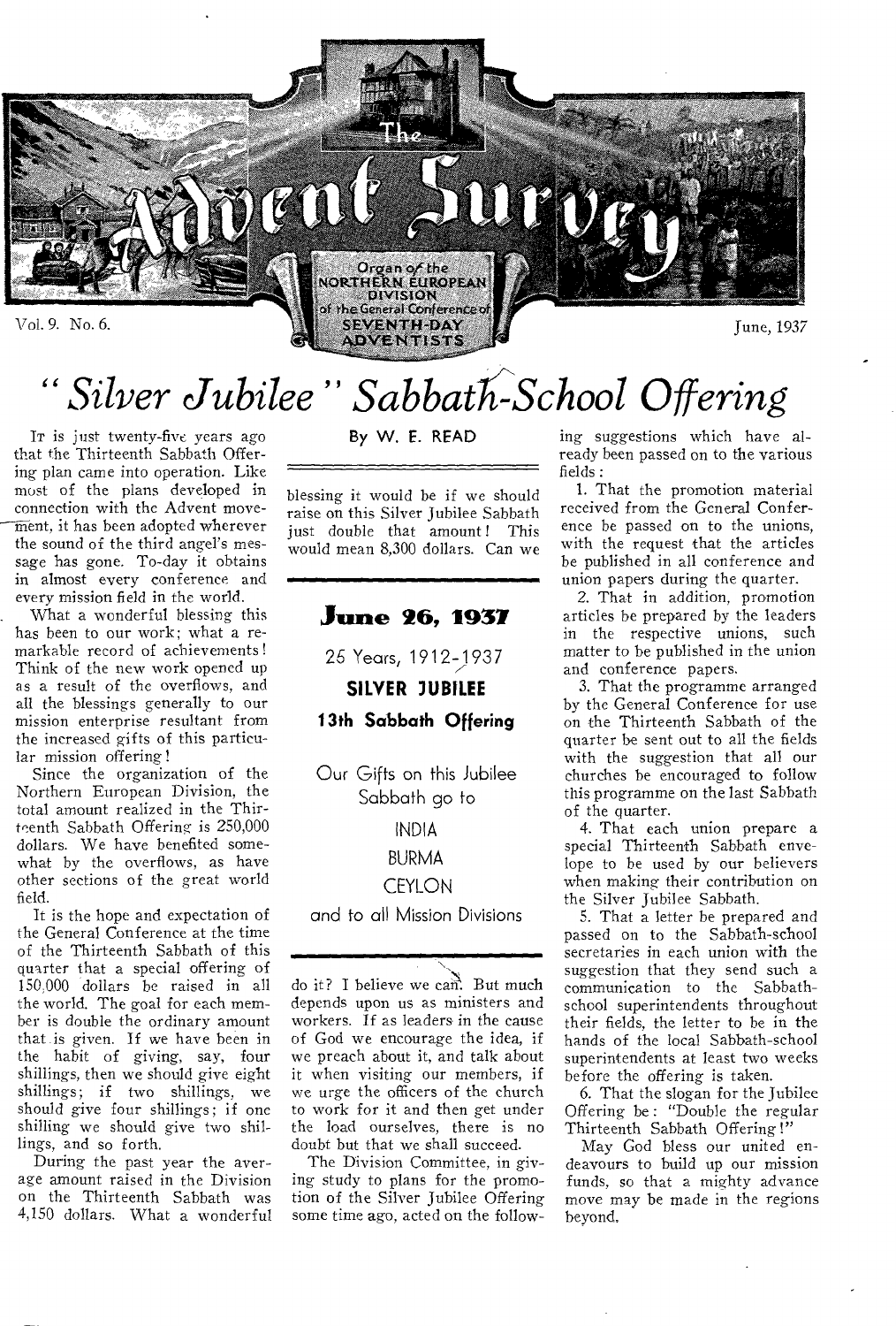# "Silver Jubilee" Sabbath-School Offering

By W. E. READ

It is just twenty-five years ago that the Thirteenth Sabbath Offering plan came into operation. Like most of the plans developed in connection with the Advent movement, it has been adopted wherever the sound of the third angel's message has gone. To-day it obtains in almost every conference and every mission field in the world.

What a wonderful blessing this has been to our work; what a remarkable record of achievements! Think of the new work opened up as a result of the overflows, and all the blessings generally to our mission enterprise resultant from the increased gifts of this particular mission offering!

Since the organization of the Northern European Division, the total amount realized in the Thirteenth Sabbath Offering is 250,000 dollars. We have benefited somewhat by the overflows, as have other sections of the great world field.

It is the hope and expectation of the General Conference at the time of the Thirteenth Sabbath of this quarter that a special offering of 150,000 dollars be raised in all the world. The goal for each member is double the ordinary amount that is given. If we have been in the habit of giving, say, four shillings, then we should give eight shillings; if two shillings, we should give four shillings; if one shilling we should give two shillings, and so forth.

During the past year the average amount raised in the Division on the Thirteenth Sabbath was 4,150 dollars. What a wonderful blessing it would be if we should raise on this Silver Jubilee Sabbath just double that amount! This would mean 8,300 dollars. Can we do it? I believe we can. But much depends upon us as ministers and workers. If as leaders in the cause of God we encourage the idea, if we preach about it, and talk about it when visiting our members, if we urge the officers of the church to work for it and then get under the load ourselves, there is no doubt but that we shall succeed.

---

**June 26, 1937**

25 Years, 1912-1937

**SILVER JUBILEE**

**13th Sabbath Offering**

Our Gifts on this Jubilee Sabbath go to

INDIA

BURMA

CEYLON

and to all Mission Divisions

---

The Division Committee, in giving study to plans for the promotion of the Silver Jubilee Offering some time ago, acted on the following suggestions which have already been passed on to the various fields:

1. That the promotion material received from the General Conference be passed on to the unions, with the request that the articles be published in all conference and union papers during the quarter.
2. That in addition, promotion articles be prepared by the leaders in the respective unions, such matter to be published in the union and conference papers.
3. That the programme arranged by the General Conference for use on the Thirteenth Sabbath of the quarter be sent out to all the fields with the suggestion that all our churches be encouraged to follow this programme on the last Sabbath of the quarter.
4. That each union prepare a special Thirteenth Sabbath envelope to be used by our believers when making their contribution on the Silver Jubilee Sabbath.
5. That a letter be prepared and passed on to the Sabbath-school secretaries in each union with the suggestion that they send such a communication to the Sabbath-school superintendents throughout their fields, the letter to be in the hands of the local Sabbath-school superintendents at least two weeks before the offering is taken.
6. That the slogan for the Jubilee Offering be: "Double the regular Thirteenth Sabbath Offering!"

May God bless our united endeavours to build up our mission funds, so that a mighty advance move may be made in the regions beyond.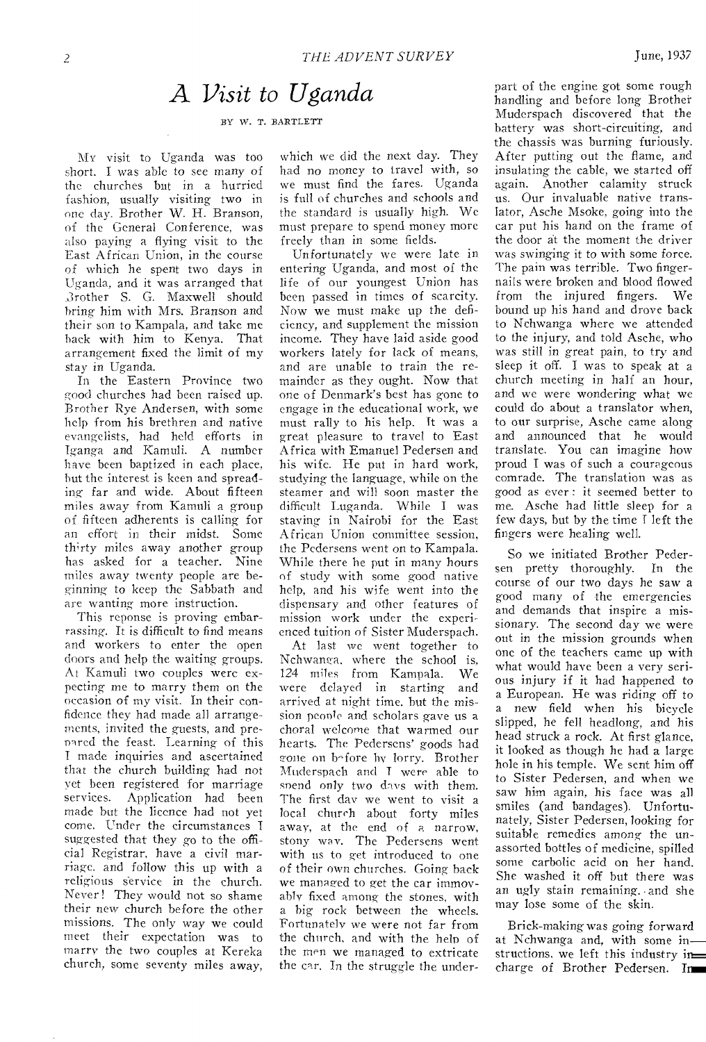# A Visit to Uganda

BY W. T. BARTLETT

My visit to Uganda was too short. I was able to see many of the churches but in a hurried fashion, usually visiting two in one day. Brother W. H. Branson, of the General Conference, was also paying a flying visit to the East African Union, in the course of which he spent two days in Uganda, and it was arranged that Brother S. G. Maxwell should bring him with Mrs. Branson and their son to Kampala, and take me back with him to Kenya. That arrangement fixed the limit of my stay in Uganda.

In the Eastern Province two good churches had been raised up. Brother Rye Andersen, with some help from his brethren and native evangelists, had held efforts in Iganga and Kamuli. A number have been baptized in each place, but the interest is keen and spreading far and wide. About fifteen miles away from Kamuli a group of fifteen adherents is calling for an effort in their midst. Some thirty miles away another group has asked for a teacher. Nine miles away twenty people are beginning to keep the Sabbath and are wanting more instruction.

This reponse is proving embarrassing. It is difficult to find means and workers to enter the open doors and help the waiting groups. At Kamuli two couples were expecting me to marry them on the occasion of my visit. In their confidence they had made all arrangements, invited the guests, and prepared the feast. Learning of this I made inquiries and ascertained that the church building had not yet been registered for marriage services. Application had been made but the licence had not yet come. Under the circumstances I suggested that they go to the official Registrar, have a civil marriage, and follow this up with a religious service in the church. Never! They would not so shame their new church before the other missions. The only way we could meet their expectation was to marry the two couples at Kereka church, some seventy miles away, which we did the next day. They had no money to travel with, so we must find the fares. Uganda is full of churches and schools and the standard is usually high. We must prepare to spend money more freely than in some fields.

Unfortunately we were late in entering Uganda, and most of the life of our youngest Union has been passed in times of scarcity. Now we must make up the deficiency, and supplement the mission income. They have laid aside good workers lately for lack of means, and are unable to train the remainder as they ought. Now that one of Denmark's best has gone to engage in the educational work, we must rally to his help. It was a great pleasure to travel to East Africa with Emanuel Pedersen and his wife. He put in hard work, studying the language, while on the steamer and will soon master the difficult Luganda. While I was staying in Nairobi for the East African Union committee session, the Pedersens went on to Kampala. While there he put in many hours of study with some good native help, and his wife went into the dispensary and other features of mission work under the experienced tuition of Sister Muderspach.

At last we went together to Nchwanga, where the school is, 124 miles from Kampala. We were delayed in starting and arrived at night time, but the mission people and scholars gave us a choral welcome that warmed our hearts. The Pedersens' goods had gone on before by lorry. Brother Muderspach and I were able to spend only two days with them. The first day we went to visit a local church about forty miles away, at the end of a narrow, stony way. The Pedersens went with us to get introduced to one of their own churches. Going back we managed to get the car immovably fixed among the stones, with a big rock between the wheels. Fortunately we were not far from the church, and with the help of the men we managed to extricate the car. In the struggle the under-part of the engine got some rough handling and before long Brother Muderspach discovered that the battery was short-circuiting, and the chassis was burning furiously. After putting out the flame, and insulating the cable, we started off again. Another calamity struck us. Our invaluable native translator, Asche Msoke, going into the car put his hand on the frame of the door at the moment the driver was swinging it to with some force. The pain was terrible. Two fingernails were broken and blood flowed from the injured fingers. We bound up his hand and drove back to Nchwanga where we attended to the injury, and told Asche, who was still in great pain, to try and sleep it off. I was to speak at a church meeting in half an hour, and we were wondering what we could do about a translator when, to our surprise, Asche came along and announced that he would translate. You can imagine how proud I was of such a courageous comrade. The translation was as good as ever: it seemed better to me. Asche had little sleep for a few days, but by the time I left the fingers were healing well.

So we initiated Brother Pedersen pretty thoroughly. In the course of our two days he saw a good many of the emergencies and demands that inspire a missionary. The second day we were out in the mission grounds when one of the teachers came up with what would have been a very serious injury if it had happened to a European. He was riding off to a new field when his bicycle slipped, he fell headlong, and his head struck a rock. At first glance, it looked as though he had a large hole in his temple. We sent him off to Sister Pedersen, and when we saw him again, his face was all smiles (and bandages). Unfortunately, Sister Pedersen, looking for suitable remedies among the unassorted bottles of medicine, spilled some carbolic acid on her hand. She washed it off but there was an ugly stain remaining, and she may lose some of the skin.

Brick-making was going forward at Nchwanga and, with some instructions, we left this industry in charge of Brother Pedersen. In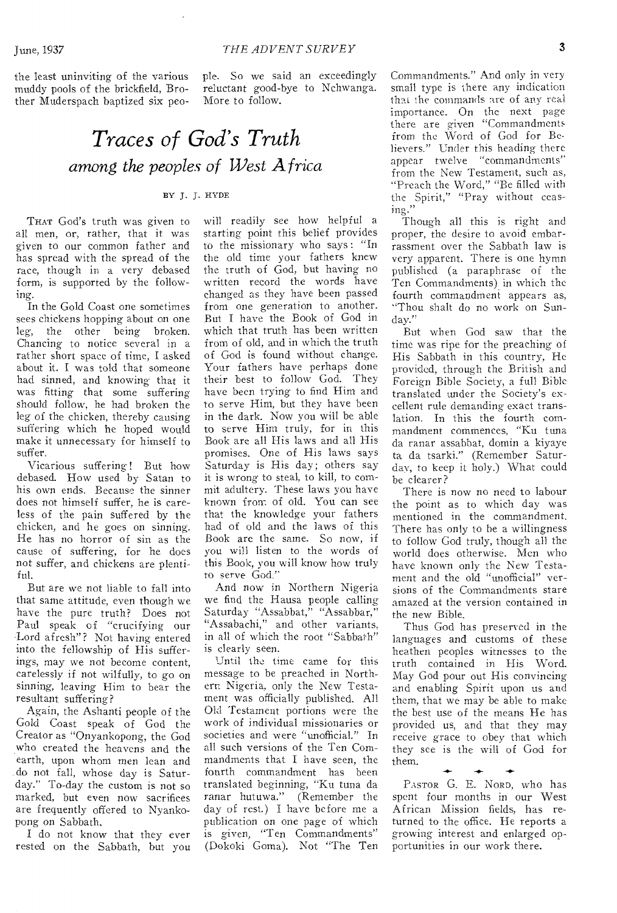the least uninviting of the various muddy pools of the brickfield, Brother Muderspach baptized six people. So we said an exceedingly reluctant good-bye to Nchwanga. More to follow.

# *Traces of God's Truth*

## *among the peoples of West Africa*

BY J. J. HYDE

THAT God's truth was given to all men, or, rather, that it was given to our common father and has spread with the spread of the race, though in a very debased form, is supported by the following.

In the Gold Coast one sometimes sees chickens hopping about on one leg, the other being broken. Chancing to notice several in a rather short space of time, I asked about it. I was told that someone had sinned, and knowing that it was fitting that some suffering should follow, he had broken the leg of the chicken, thereby causing suffering which he hoped would make it unnecessary for himself to suffer.

Vicarious suffering! But how debased. How used by Satan to his own ends. Because the sinner does not himself suffer, he is careless of the pain suffered by the chicken, and he goes on sinning. He has no horror of sin as the cause of suffering, for he does not suffer, and chickens are plentiful.

But are we not liable to fall into that same attitude, even though we have the pure truth? Does not Paul speak of "crucifying our Lord afresh"? Not having entered into the fellowship of His sufferings, may we not become content, carelessly if not wilfully, to go on sinning, leaving Him to bear the resultant suffering?

Again, the Ashanti people of the Gold Coast speak of God the Creator as "Onyankopong, the God who created the heavens and the earth, upon whom men lean and do not fall, whose day is Saturday." To-day the custom is not so marked, but even now sacrifices are frequently offered to Nyankopong on Sabbath.

I do not know that they ever rested on the Sabbath, but you will readily see how helpful a starting point this belief provides to the missionary who says: "In the old time your fathers knew the truth of God, but having no written record the words have changed as they have been passed from one generation to another. But I have the Book of God in which that truth has been written from of old, and in which the truth of God is found without change. Your fathers have perhaps done their best to follow God. They have been trying to find Him and to serve Him, but they have been in the dark. Now you will be able to serve Him truly, for in this Book are all His laws and all His promises. One of His laws says Saturday is His day; others say it is wrong to steal, to kill, to commit adultery. These laws you have known from of old. You can see that the knowledge your fathers had of old and the laws of this Book are the same. So now, if you will listen to the words of this Book, you will know how truly to serve God."

And now in Northern Nigeria we find the Hausa people calling Saturday "Assabbat," "Assabbar," "Assabachi," and other variants, in all of which the root "Sabbath" is clearly seen.

Until the time came for this message to be preached in Northern Nigeria, only the New Testament was officially published. All Old Testament portions were the work of individual missionaries or societies and were "unofficial." In all such versions of the Ten Commandments that I have seen, the fourth commandment has been translated beginning, "Ku tuna da ranar hutuwa." (Remember the day of rest.) I have before me a publication on one page of which is given, "Ten Commandments" (Dokoki Goma). Not "The Ten Commandments." And only in very small type is there any indication that the commands are of any real importance. On the next page there are given "Commandments from the Word of God for Believers." Under this heading there appear twelve "commandments" from the New Testament, such as, "Preach the Word," "Be filled with the Spirit," "Pray without ceasing."

Though all this is right and proper, the desire to avoid embarrassment over the Sabbath law is very apparent. There is one hymn published (a paraphrase of the Ten Commandments) in which the fourth commandment appears as, "Thou shalt do no work on Sunday."

But when God saw that the time was ripe for the preaching of His Sabbath in this country, He provided, through the British and Foreign Bible Society, a full Bible translated under the Society's excellent rule demanding exact translation. In this the fourth commandment commences, "Ku tuna da ranar assabbat, domin a kiyaye ta da tsarki." (Remember Saturday, to keep it holy.) What could be clearer?

There is now no need to labour the point as to which day was mentioned in the commandment. There has only to be a willingness to follow God truly, though all the world does otherwise. Men who have known only the New Testament and the old "unofficial" versions of the Commandments stare amazed at the version contained in the new Bible.

Thus God has preserved in the languages and customs of these heathen peoples witnesses to the truth contained in His Word. May God pour out His convincing and enabling Spirit upon us and them, that we may be able to make the best use of the means He has provided us, and that they may receive grace to obey that which they see is the will of God for them.

---

PASTOR G. E. NORD, who has spent four months in our West African Mission fields, has returned to the office. He reports a growing interest and enlarged opportunities in our work there.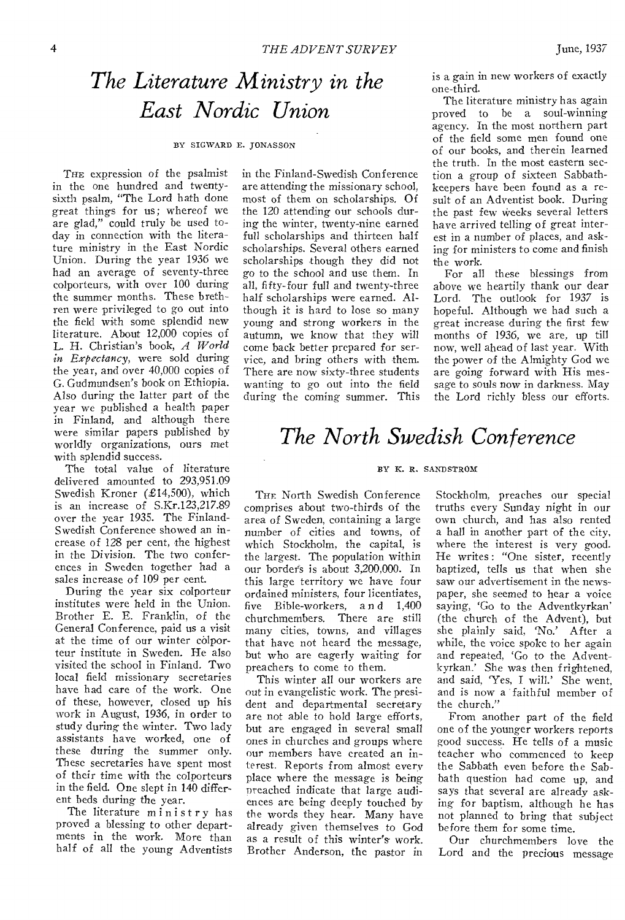# The Literature Ministry in the East Nordic Union

BY SIGWARD E. JONASSON

THE expression of the psalmist in the one hundred and twenty-sixth psalm, "The Lord hath done great things for us; whereof we are glad," could truly be used today in connection with the literature ministry in the East Nordic Union. During the year 1936 we had an average of seventy-three colporteurs, with over 100 during the summer months. These brethren were privileged to go out into the field with some splendid new literature. About 12,000 copies of L. H. Christian's book, *A World in Expectancy*, were sold during the year, and over 40,000 copies of G. Gudmundsen's book on Ethiopia. Also during the latter part of the year we published a health paper in Finland, and although there were similar papers published by worldly organizations, ours met with splendid success.

The total value of literature delivered amounted to 293,951.09 Swedish Kroner (£14,500), which is an increase of S.Kr.123,217.89 over the year 1935. The Finland-Swedish Conference showed an increase of 128 per cent, the highest in the Division. The two conferences in Sweden together had a sales increase of 109 per cent.

During the year six colporteur institutes were held in the Union. Brother E. E. Franklin, of the General Conference, paid us a visit at the time of our winter colporteur institute in Sweden. He also visited the school in Finland. Two local field missionary secretaries have had care of the work. One of these, however, closed up his work in August, 1936, in order to study during the winter. Two lady assistants have worked, one of these during the summer only. These secretaries have spent most of their time with the colporteurs in the field. One slept in 140 different beds during the year.

The literature ministry has proved a blessing to other departments in the work. More than half of all the young Adventists in the Finland-Swedish Conference are attending the missionary school, most of them on scholarships. Of the 120 attending our schools during the winter, twenty-nine earned full scholarships and thirteen half scholarships. Several others earned scholarships though they did not go to the school and use them. In all, fifty-four full and twenty-three half scholarships were earned. Although it is hard to lose so many young and strong workers in the autumn, we know that they will come back better prepared for service, and bring others with them. There are now sixty-three students wanting to go out into the field during the coming summer. This is a gain in new workers of exactly one-third.

The literature ministry has again proved to be a soul-winning agency. In the most northern part of the field some men found one of our books, and therein learned the truth. In the most eastern section a group of sixteen Sabbath-keepers have been found as a result of an Adventist book. During the past few weeks several letters have arrived telling of great interest in a number of places, and asking for ministers to come and finish the work.

For all these blessings from above we heartily thank our dear Lord. The outlook for 1937 is hopeful. Although we had such a great increase during the first few months of 1936, we are, up till now, well ahead of last year. With the power of the Almighty God we are going forward with His message to souls now in darkness. May the Lord richly bless our efforts.

# The North Swedish Conference

BY K. R. SANDSTROM

THE North Swedish Conference comprises about two-thirds of the area of Sweden, containing a large number of cities and towns, of which Stockholm, the capital, is the largest. The population within our borders is about 3,200,000. In this large territory we have four ordained ministers, four licentiates, five Bible-workers, and 1,400 churchmembers. There are still many cities, towns, and villages that have not heard the message, but who are eagerly waiting for preachers to come to them.

This winter all our workers are out in evangelistic work. The president and departmental secretary are not able to hold large efforts, but are engaged in several small ones in churches and groups where our members have created an interest. Reports from almost every place where the message is being preached indicate that large audiences are being deeply touched by the words they hear. Many have already given themselves to God as a result of this winter's work. Brother Anderson, the pastor in Stockholm, preaches our special truths every Sunday night in our own church, and has also rented a hall in another part of the city, where the interest is very good. He writes: "One sister, recently baptized, tells us that when she saw our advertisement in the newspaper, she seemed to hear a voice saying, 'Go to the Adventkyrkan' (the church of the Advent), but she plainly said, 'No.' After a while, the voice spoke to her again and repeated, 'Go to the Adventkyrkan.' She was then frightened, and said, 'Yes, I will.' She went, and is now a faithful member of the church."

From another part of the field one of the younger workers reports good success. He tells of a music teacher who commenced to keep the Sabbath even before the Sabbath question had come up, and says that several are already asking for baptism, although he has not planned to bring that subject before them for some time.

Our churchmembers love the Lord and the precious message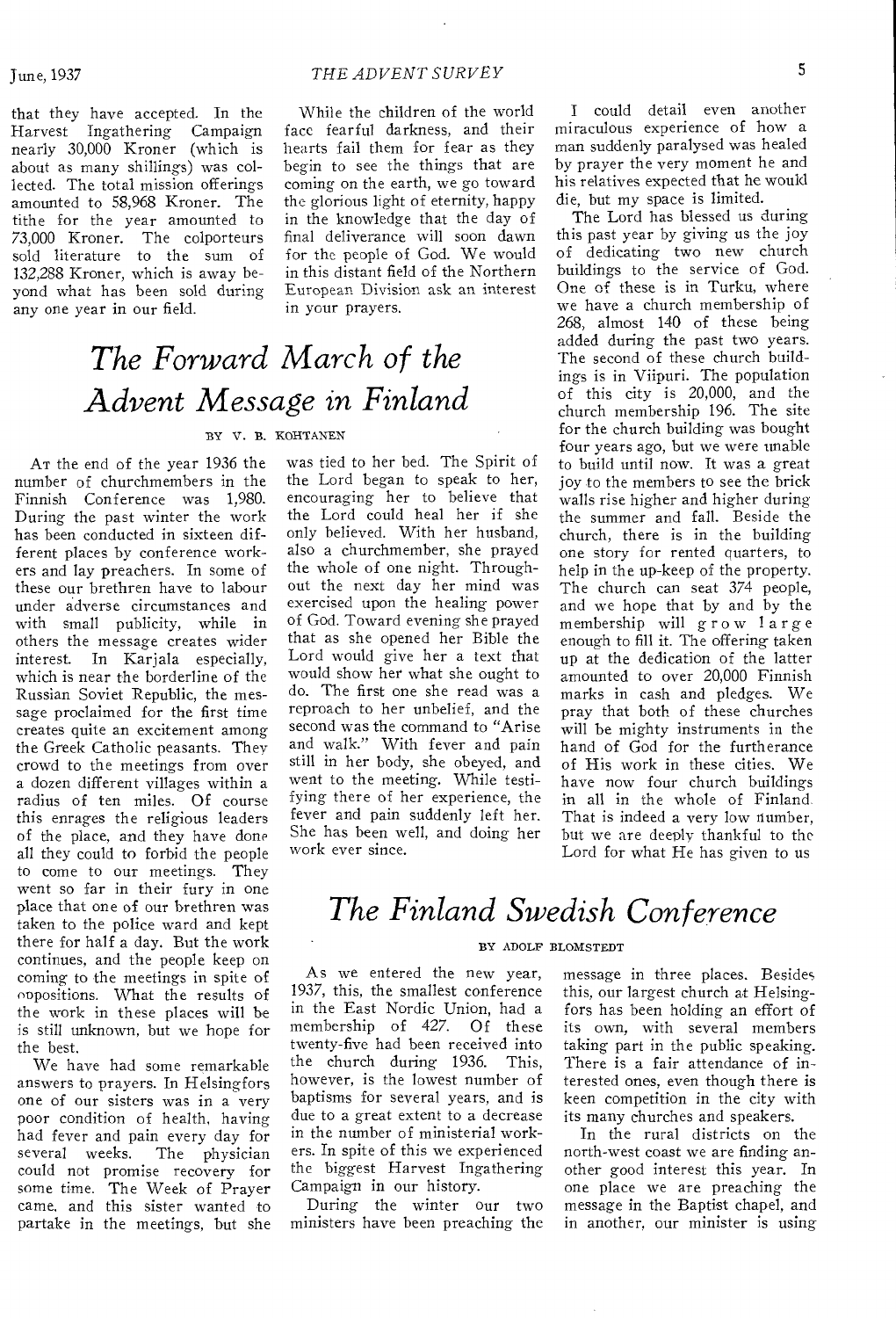that they have accepted. In the Harvest Ingathering Campaign nearly 30,000 Kroner (which is about as many shillings) was collected. The total mission offerings amounted to 58,968 Kroner. The tithe for the year amounted to 73,000 Kroner. The colporteurs sold literature to the sum of 132,288 Kroner, which is away beyond what has been sold during any one year in our field.

While the children of the world face fearful darkness, and their hearts fail them for fear as they begin to see the things that are coming on the earth, we go toward the glorious light of eternity, happy in the knowledge that the day of final deliverance will soon dawn for the people of God. We would in this distant field of the Northern European Division ask an interest in your prayers.

# *The Forward March of the Advent Message in Finland*

BY V. B. KOHTANEN

At the end of the year 1936 the number of churchmembers in the Finnish Conference was 1,980. During the past winter the work has been conducted in sixteen different places by conference workers and lay preachers. In some of these our brethren have to labour under adverse circumstances and with small publicity, while in others the message creates wider interest. In Karjala especially, which is near the borderline of the Russian Soviet Republic, the message proclaimed for the first time creates quite an excitement among the Greek Catholic peasants. They crowd to the meetings from over a dozen different villages within a radius of ten miles. Of course this enrages the religious leaders of the place, and they have done all they could to forbid the people to come to our meetings. They went so far in their fury in one place that one of our brethren was taken to the police ward and kept there for half a day. But the work continues, and the people keep on coming to the meetings in spite of oppositions. What the results of the work in these places will be is still unknown, but we hope for the best.

We have had some remarkable answers to prayers. In Helsingfors one of our sisters was in a very poor condition of health, having had fever and pain every day for several weeks. The physician could not promise recovery for some time. The Week of Prayer came, and this sister wanted to partake in the meetings, but she was tied to her bed. The Spirit of the Lord began to speak to her, encouraging her to believe that the Lord could heal her if she only believed. With her husband, also a churchmember, she prayed the whole of one night. Throughout the next day her mind was exercised upon the healing power of God. Toward evening she prayed that as she opened her Bible the Lord would give her a text that would show her what she ought to do. The first one she read was a reproach to her unbelief, and the second was the command to "Arise and walk." With fever and pain still in her body, she obeyed, and went to the meeting. While testifying there of her experience, the fever and pain suddenly left her. She has been well, and doing her work ever since.

I could detail even another miraculous experience of how a man suddenly paralysed was healed by prayer the very moment he and his relatives expected that he would die, but my space is limited.

The Lord has blessed us during this past year by giving us the joy of dedicating two new church buildings to the service of God. One of these is in Turku, where we have a church membership of 268, almost 140 of these being added during the past two years. The second of these church buildings is in Viipuri. The population of this city is 20,000, and the church membership 196. The site for the church building was bought four years ago, but we were unable to build until now. It was a great joy to the members to see the brick walls rise higher and higher during the summer and fall. Beside the church, there is in the building one story for rented quarters, to help in the up-keep of the property. The church can seat 374 people, and we hope that by and by the membership will grow large enough to fill it. The offering taken up at the dedication of the latter amounted to over 20,000 Finnish marks in cash and pledges. We pray that both of these churches will be mighty instruments in the hand of God for the furtherance of His work in these cities. We have now four church buildings in all in the whole of Finland. That is indeed a very low number, but we are deeply thankful to the Lord for what He has given to us

# *The Finland Swedish Conference*

BY ADOLF BLOMSTEDT

As we entered the new year, 1937, this, the smallest conference in the East Nordic Union, had a membership of 427. Of these twenty-five had been received into the church during 1936. This, however, is the lowest number of baptisms for several years, and is due to a great extent to a decrease in the number of ministerial workers. In spite of this we experienced the biggest Harvest Ingathering Campaign in our history.

During the winter our two ministers have been preaching the message in three places. Besides this, our largest church at Helsingfors has been holding an effort of its own, with several members taking part in the public speaking. There is a fair attendance of interested ones, even though there is keen competition in the city with its many churches and speakers.

In the rural districts on the north-west coast we are finding another good interest this year. In one place we are preaching the message in the Baptist chapel, and in another, our minister is using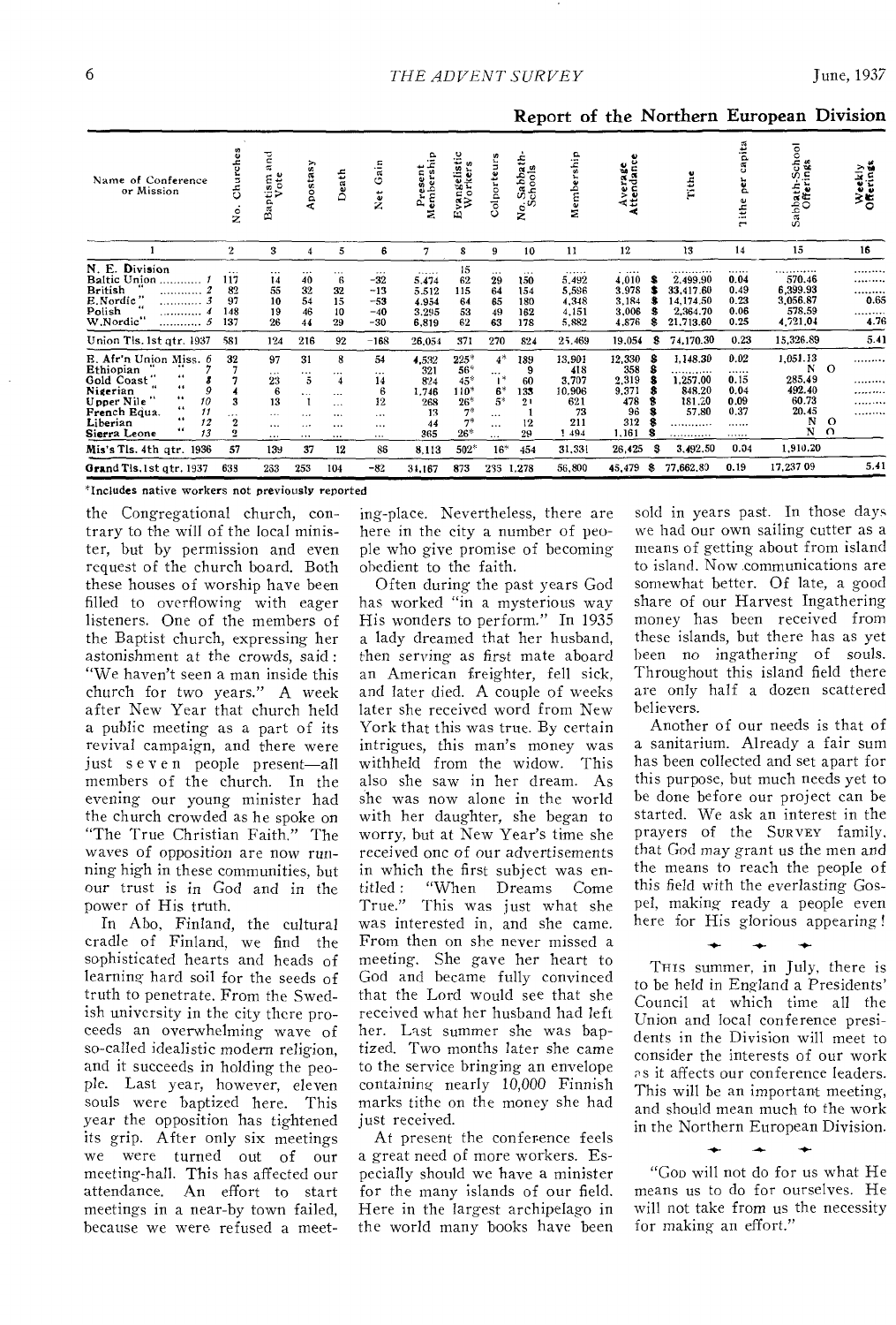## Report of the Northern European Division

| Name of Conference or Mission | No. Churches | Baptism and Vote | Apostasy | Death | Net Gain | Present Membership | Evangelistic Workers | Colporteurs | No. Sabbath-Schools | Membership | Average Attendance | Tithe | Tithe per capita | Sabbath-School Offerings | Weekly Offerings |
|---|---|---|---|---|---|---|---|---|---|---|---|---|---|---|---|
| 1 | 2 | 3 | 4 | 5 | 6 | 7 | 8 | 9 | 10 | 11 | 12 | 13 | 14 | 15 | 16 |
| N. E. Division | ... | ... | ... | ... | ... | ...... | 15 | ... | ... | ...... | ..... | ........... | ...... | ........... | ......... |
| Baltic Union ........... 1 | 117 | 14 | 40 | 6 | -32 | 5,474 | 62 | 29 | 150 | 5,492 | 4,010 | $ 2,499.90 | 0.04 | 570.46 | ......... |
| British " ........... 2 | 82 | 55 | 32 | 32 | -13 | 5,512 | 115 | 64 | 154 | 5,596 | 3,978 | $ 33,417.60 | 0.49 | 6,399.93 | ......... |
| E.Nordic " ........... 3 | 97 | 10 | 54 | 15 | -53 | 4,954 | 64 | 65 | 180 | 4,348 | 3,184 | $ 14,174.50 | 0.23 | 3,056.87 | 0.65 |
| Polish " ........... 4 | 148 | 19 | 46 | 10 | -40 | 3,295 | 53 | 49 | 162 | 4,151 | 3,006 | $ 2,364.70 | 0.06 | 578.59 | ......... |
| W.Nordic" ........... 5 | 137 | 26 | 44 | 29 | -30 | 6,819 | 62 | 63 | 178 | 5,882 | 4,876 | $ 21,713.60 | 0.25 | 4,721.04 | 4.76 |
| Union Tls. 1st qtr. 1937 | 581 | 124 | 216 | 92 | -168 | 26,054 | 371 | 270 | 824 | 25,469 | 19,054 | $ 74,170.30 | 0.23 | 15,326.89 | 5.41 |
| E. Afr'n Union Miss. 6 | 32 | 97 | 31 | 8 | 54 | 4,532 | 225* | 4* | 189 | 13,901 | 12,330 | $ 1,148.30 | 0.02 | 1,051.13 | ......... |
| Ethiopian " " 7 | 7 | ... | ... | ... | ... | 321 | 56* | ... | 9 | 418 | 358 | $ ........... | ...... | N O | |
| Gold Coast " " 8 | 7 | 23 | 5 | 4 | 14 | 824 | 45* | 1* | 60 | 3,707 | 2,319 | $ 1,257.00 | 0.15 | 285.49 | ......... |
| Nigerian " " 9 | 4 | 6 | ... | ... | 6 | 1,746 | 110* | 6* | 133 | 10,906 | 9,371 | $ 848.20 | 0.04 | 492.40 | ......... |
| Upper Nile " " 10 | 3 | 13 | 1 | ... | 12 | 268 | 26* | 5* | 21 | 621 | 478 | $ 181.20 | 0.09 | 60.73 | ......... |
| French Equa. " 11 | ... | ... | ... | ... | ... | 13 | 7* | ... | 1 | 73 | 96 | $ 57.80 | 0.37 | 20.45 | ......... |
| Liberian " 12 | 2 | ... | ... | ... | ... | 44 | 7* | ... | 12 | 211 | 312 | $ ........... | ...... | N O | |
| Sierra Leone " 13 | 2 | ... | ... | ... | ... | 365 | 26* | ... | 29 | 1,494 | 1,161 | $ ........... | ...... | N O | |
| Mis's Tls. 4th qtr. 1936 | 57 | 139 | 37 | 12 | 86 | 8,113 | 502* | 16* | 454 | 31,331 | 26,425 | $ 3,492.50 | 0.04 | 1,910.20 | |
| Grand Tls. 1st qtr. 1937 | 638 | 263 | 253 | 104 | -82 | 34,167 | 873 | 286 | 1,278 | 56,800 | 45,479 | $ 77,662.80 | 0.19 | 17,237.09 | 5.41 |

*Includes native workers not previously reported

the Congregational church, contrary to the will of the local minister, but by permission and even request of the church board. Both these houses of worship have been filled to overflowing with eager listeners. One of the members of the Baptist church, expressing her astonishment at the crowds, said: "We haven't seen a man inside this church for two years." A week after New Year that church held a public meeting as a part of its revival campaign, and there were just seven people present—all members of the church. In the evening our young minister had the church crowded as he spoke on "The True Christian Faith." The waves of opposition are now running high in these communities, but our trust is in God and in the power of His truth.

In Abo, Finland, the cultural cradle of Finland, we find the sophisticated hearts and heads of learning hard soil for the seeds of truth to penetrate. From the Swedish university in the city there proceeds an overwhelming wave of so-called idealistic modern religion, and it succeeds in holding the people. Last year, however, eleven souls were baptized here. This year the opposition has tightened its grip. After only six meetings we were turned out of our meeting-hall. This has affected our attendance. An effort to start meetings in a near-by town failed, because we were refused a meeting-place. Nevertheless, there are here in the city a number of people who give promise of becoming obedient to the faith.

Often during the past years God has worked "in a mysterious way His wonders to perform." In 1935 a lady dreamed that her husband, then serving as first mate aboard an American freighter, fell sick, and later died. A couple of weeks later she received word from New York that this was true. By certain intrigues, this man's money was withheld from the widow. This also she saw in her dream. As she was now alone in the world with her daughter, she began to worry, but at New Year's time she received one of our advertisements in which the first subject was entitled: "When Dreams Come True." This was just what she was interested in, and she came. From then on she never missed a meeting. She gave her heart to God and became fully convinced that the Lord would see that she received what her husband had left her. Last summer she was baptized. Two months later she came to the service bringing an envelope containing nearly 10,000 Finnish marks tithe on the money she had just received.

At present the conference feels a great need of more workers. Especially should we have a minister for the many islands of our field. Here in the largest archipelago in the world many books have been sold in years past. In those days we had our own sailing cutter as a means of getting about from island to island. Now communications are somewhat better. Of late, a good share of our Harvest Ingathering money has been received from these islands, but there has as yet been no ingathering of souls. Throughout this island field there are only half a dozen scattered believers.

Another of our needs is that of a sanitarium. Already a fair sum has been collected and set apart for this purpose, but much needs yet to be done before our project can be started. We ask an interest in the prayers of the SURVEY family, that God may grant us the men and the means to reach the people of this field with the everlasting Gospel, making ready a people even here for His glorious appearing!

---

THIS summer, in July, there is to be held in England a Presidents' Council at which time all the Union and local conference presidents in the Division will meet to consider the interests of our work as it affects our conference leaders. This will be an important meeting, and should mean much to the work in the Northern European Division.

---

"GOD will not do for us what He means us to do for ourselves. He will not take from us the necessity for making an effort."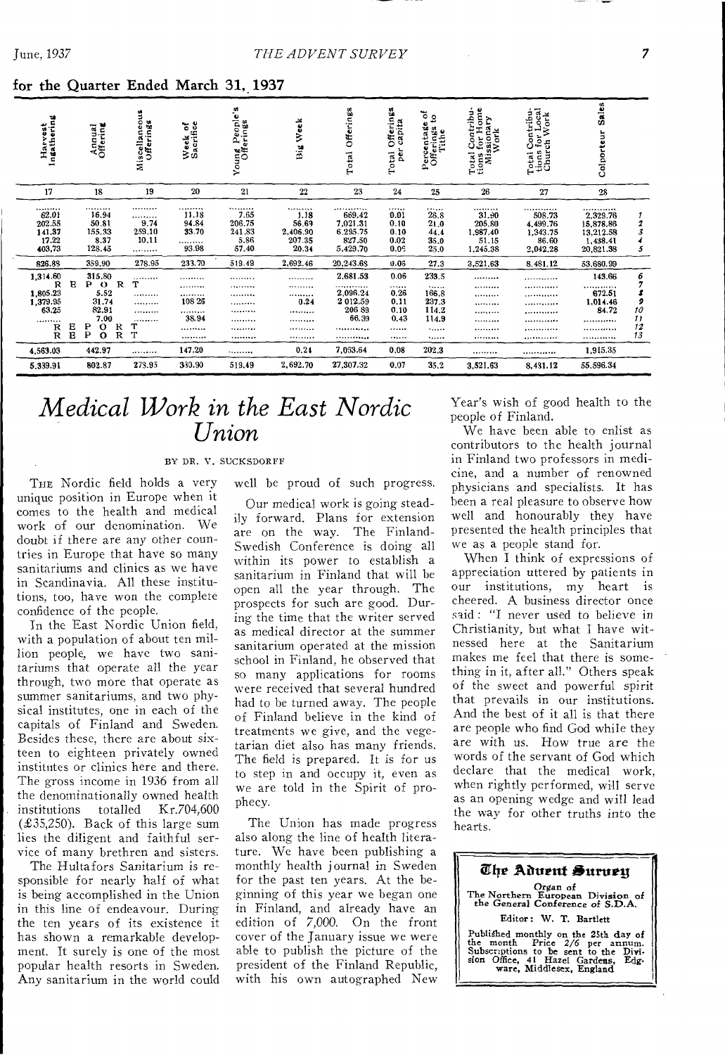for the Quarter Ended March 31, 1937

| Harvest Ingathering | Annual Offering | Miscellaneous Offerings | Week of Sacrifice | Young People's Offerings | Big Week | Total Offerings | Total Offerings per capita | Percentage of Offerings to Tithe | Total Contributions for Home Missionary Work | Total Contributions for Local Church Work | Colporteur Sales | |
|---|---|---|---|---|---|---|---|---|---|---|---|---|
| 17 | 18 | 19 | 20 | 21 | 22 | 23 | 24 | 25 | 26 | 27 | 28 | |
| 62.01 | 16.94 | ......... | 11.18 | 7.65 | 1.18 | 669.42 | 0.01 | 28.8 | 31.90 | 508.73 | 2,329.76 | 1 |
| 202.55 | 50.81 | 9.74 | 94.84 | 206.75 | 56.69 | 7,021.31 | 0.10 | 21.0 | 205.80 | 4,499.76 | 15,878.86 | 2 |
| 141.37 | 155.33 | 259.10 | 33.70 | 241.83 | 2,406.90 | 6,295.75 | 0.10 | 44.4 | 1,987.40 | 1,343.75 | 13,212.58 | 3 |
| 17.22 | 8.37 | 10.11 | ......... | 5.86 | 207.35 | 827.50 | 0.02 | 35.0 | 51.15 | 86.60 | 1,438.41 | 4 |
| 403.73 | 128.45 | ......... | 93.98 | 57.40 | 20.34 | 5,429.70 | 0.09 | 25.0 | 1,245.38 | 2,042.28 | 20,821.38 | 5 |
| 826.88 | 359.90 | 278.95 | 233.70 | 519.49 | 2,692.46 | 20,243.68 | 0.06 | 27.3 | 3,521.63 | 8,481.12 | 53,680.99 | |
| 1,314.60 | 315.80 | ......... | ......... | ......... | ......... | 2,681.53 | 0.06 | 233.5 | ......... | ......... | 143.66 | 6 |
| R E | P O R | T | ......... | ......... | ......... | ......... | ......... | ......... | ......... | ......... | ......... | 7 |
| 1,805.23 | 5.52 | ......... | ......... | ......... | ......... | 2,096.24 | 0.26 | 166.8 | ......... | ......... | 672.51 | 8 |
| 1,379.95 | 31.74 | ......... | 108.26 | ......... | 0.24 | 2,012.59 | 0.11 | 237.3 | ......... | ......... | 1,014.46 | 9 |
| 63.25 | 82.91 | ......... | ......... | ......... | ......... | 206.88 | 0.10 | 114.2 | ......... | ......... | 84.72 | 10 |
| ......... | 7.00 | ......... | 38.94 | ......... | ......... | 66.39 | 0.43 | 114.9 | ......... | ......... | ......... | 11 |
| R E | P O R | T | ......... | ......... | ......... | ......... | ...... | ...... | ......... | ......... | ......... | 12 |
| R E | P O R | T | ......... | ......... | ......... | ......... | ...... | ...... | ......... | ......... | ......... | 13 |
| 4,563.03 | 442.97 | ......... | 147.20 | ......... | 0.24 | 7,063.64 | 0.08 | 202.3 | ......... | ......... | 1,915.35 | |
| 5,339.91 | 802.87 | 278.95 | 380.90 | 519.49 | 2,692.70 | 27,307.32 | 0.07 | 35.2 | 3,521.63 | 8,481.12 | 55,596.34 | |

# *Medical Work in the East Nordic Union*

BY DR. V. SUCKSDORFF

THE Nordic field holds a very unique position in Europe when it comes to the health and medical work of our denomination. We doubt if there are any other countries in Europe that have so many sanitariums and clinics as we have in Scandinavia. All these institutions, too, have won the complete confidence of the people.

In the East Nordic Union field, with a population of about ten million people, we have two sanitariums that operate all the year through, two more that operate as summer sanitariums, and two physical institutes, one in each of the capitals of Finland and Sweden. Besides these, there are about sixteen to eighteen privately owned institutes or clinics here and there. The gross income in 1936 from all the denominationally owned health institutions totalled Kr.704,600 (£35,250). Back of this large sum lies the diligent and faithful service of many brethren and sisters.

The Hultafors Sanitarium is responsible for nearly half of what is being accomplished in the Union in this line of endeavour. During the ten years of its existence it has shown a remarkable development. It surely is one of the most popular health resorts in Sweden. Any sanitarium in the world could well be proud of such progress.

Our medical work is going steadily forward. Plans for extension are on the way. The Finland-Swedish Conference is doing all within its power to establish a sanitarium in Finland that will be open all the year through. The prospects for such are good. During the time that the writer served as medical director at the summer sanitarium operated at the mission school in Finland, he observed that so many applications for rooms were received that several hundred had to be turned away. The people of Finland believe in the kind of treatments we give, and the vegetarian diet also has many friends. The field is prepared. It is for us to step in and occupy it, even as we are told in the Spirit of prophecy.

The Union has made progress also along the line of health literature. We have been publishing a monthly health journal in Sweden for the past ten years. At the beginning of this year we began one in Finland, and already have an edition of 7,000. On the front cover of the January issue we were able to publish the picture of the president of the Finland Republic, with his own autographed New Year's wish of good health to the people of Finland.

We have been able to enlist as contributors to the health journal in Finland two professors in medicine, and a number of renowned physicians and specialists. It has been a real pleasure to observe how well and honourably they have presented the health principles that we as a people stand for.

When I think of expressions of appreciation uttered by patients in our institutions, my heart is cheered. A business director once said: "I never used to believe in Christianity, but what I have witnessed here at the Sanitarium makes me feel that there is something in it, after all." Others speak of the sweet and powerful spirit that prevails in our institutions. And the best of it all is that there are people who find God while they are with us. How true are the words of the servant of God which declare that the medical work, when rightly performed, will serve as an opening wedge and will lead the way for other truths into the hearts.

**The Advent Survey**

Organ of
The Northern European Division of the General Conference of S.D.A.

Editor: W. T. Bartlett

Published monthly on the 25th day of the month Price 2/6 per annum. Subscriptions to be sent to the Division Office, 41 Hazel Gardens, Edgware, Middlesex, England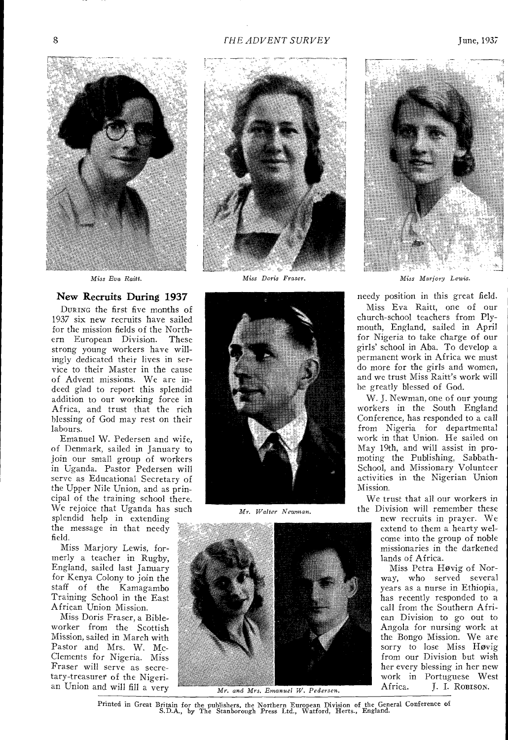Miss Eva Raitt.

Miss Doris Fraser.

Miss Marjory Lewis.

## New Recruits During 1937

DURING the first five months of 1937 six new recruits have sailed for the mission fields of the Northern European Division. These strong young workers have willingly dedicated their lives in service to their Master in the cause of Advent missions. We are indeed glad to report this splendid addition to our working force in Africa, and trust that the rich blessing of God may rest on their labours.

Emanuel W. Pedersen and wife, of Denmark, sailed in January to join our small group of workers in Uganda. Pastor Pedersen will serve as Educational Secretary of the Upper Nile Union, and as principal of the training school there. We rejoice that Uganda has such splendid help in extending the message in that needy field.

Miss Marjory Lewis, formerly a teacher in Rugby, England, sailed last January for Kenya Colony to join the staff of the Kamagambo Training School in the East African Union Mission.

Miss Doris Fraser, a Bible-worker from the Scottish Mission, sailed in March with Pastor and Mrs. W. McClements for Nigeria. Miss Fraser will serve as secretary-treasurer of the Nigerian Union and will fill a very needy position in this great field.

Mr. Walter Newman.

Mr. and Mrs. Emanuel W. Pedersen.

Miss Eva Raitt, one of our church-school teachers from Plymouth, England, sailed in April for Nigeria to take charge of our girls' school in Aba. To develop a permanent work in Africa we must do more for the girls and women, and we trust Miss Raitt's work will be greatly blessed of God.

W. J. Newman, one of our young workers in the South England Conference, has responded to a call from Nigeria for departmental work in that Union. He sailed on May 19th, and will assist in promoting the Publishing, Sabbath-School, and Missionary Volunteer activities in the Nigerian Union Mission.

We trust that all our workers in the Division will remember these new recruits in prayer. We extend to them a hearty welcome into the group of noble missionaries in the darkened lands of Africa.

Miss Petra Høvig of Norway, who served several years as a nurse in Ethiopia, has recently responded to a call from the Southern African Division to go out to Angola for nursing work at the Bongo Mission. We are sorry to lose Miss Høvig from our Division but wish her every blessing in her new work in Portuguese West Africa.

J. I. ROBISON.

Printed in Great Britain for the publishers, the Northern European Division of the General Conference of S.D.A., by The Stanborough Press Ltd., Watford, Herts., England.